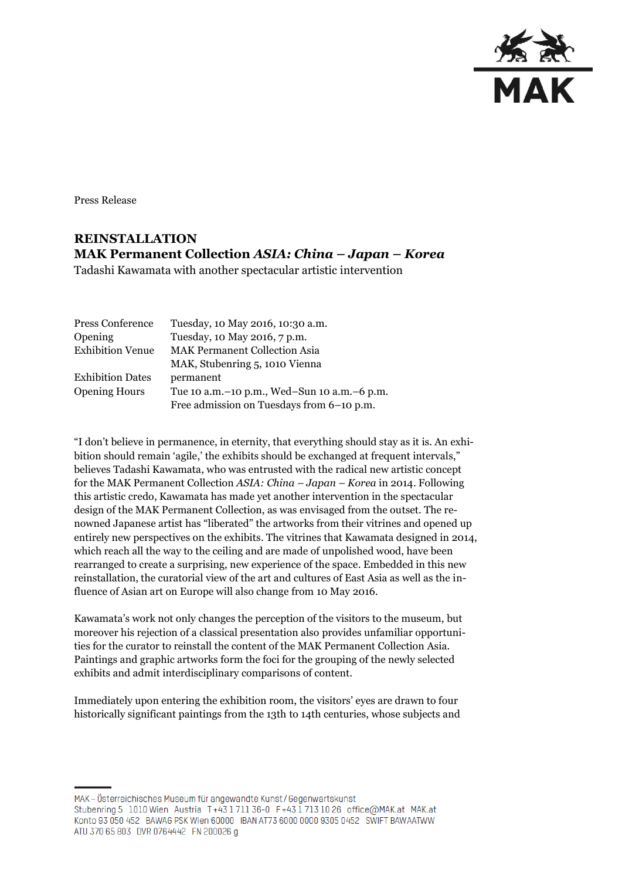Press Release

## REINSTALLATION
## MAK Permanent Collection *ASIA: China – Japan – Korea*

Tadashi Kawamata with another spectacular artistic intervention

| | |
|---|---|
| Press Conference | Tuesday, 10 May 2016, 10:30 a.m. |
| Opening | Tuesday, 10 May 2016, 7 p.m. |
| Exhibition Venue | MAK Permanent Collection Asia<br>MAK, Stubenring 5, 1010 Vienna |
| Exhibition Dates | permanent |
| Opening Hours | Tue 10 a.m.–10 p.m., Wed–Sun 10 a.m.–6 p.m.<br>Free admission on Tuesdays from 6–10 p.m. |

"I don't believe in permanence, in eternity, that everything should stay as it is. An exhibition should remain 'agile,' the exhibits should be exchanged at frequent intervals," believes Tadashi Kawamata, who was entrusted with the radical new artistic concept for the MAK Permanent Collection *ASIA: China – Japan – Korea* in 2014. Following this artistic credo, Kawamata has made yet another intervention in the spectacular design of the MAK Permanent Collection, as was envisaged from the outset. The renowned Japanese artist has "liberated" the artworks from their vitrines and opened up entirely new perspectives on the exhibits. The vitrines that Kawamata designed in 2014, which reach all the way to the ceiling and are made of unpolished wood, have been rearranged to create a surprising, new experience of the space. Embedded in this new reinstallation, the curatorial view of the art and cultures of East Asia as well as the influence of Asian art on Europe will also change from 10 May 2016.

Kawamata's work not only changes the perception of the visitors to the museum, but moreover his rejection of a classical presentation also provides unfamiliar opportunities for the curator to reinstall the content of the MAK Permanent Collection Asia. Paintings and graphic artworks form the foci for the grouping of the newly selected exhibits and admit interdisciplinary comparisons of content.

Immediately upon entering the exhibition room, the visitors' eyes are drawn to four historically significant paintings from the 13th to 14th centuries, whose subjects and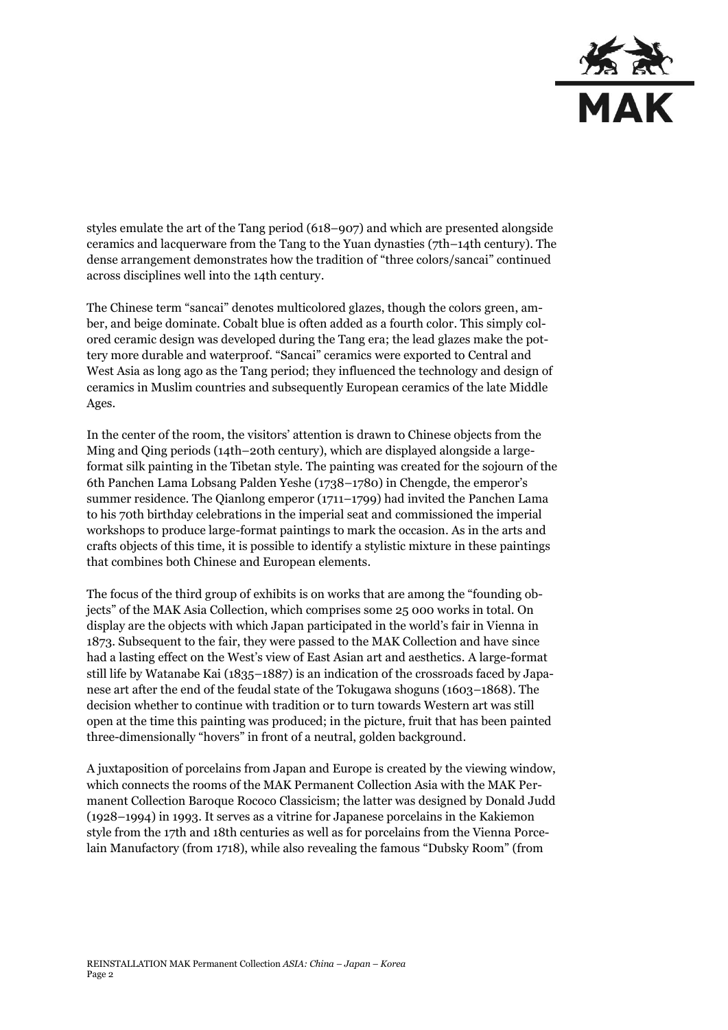styles emulate the art of the Tang period (618–907) and which are presented alongside ceramics and lacquerware from the Tang to the Yuan dynasties (7th–14th century). The dense arrangement demonstrates how the tradition of "three colors/sancai" continued across disciplines well into the 14th century.

The Chinese term "sancai" denotes multicolored glazes, though the colors green, amber, and beige dominate. Cobalt blue is often added as a fourth color. This simply colored ceramic design was developed during the Tang era; the lead glazes make the pottery more durable and waterproof. "Sancai" ceramics were exported to Central and West Asia as long ago as the Tang period; they influenced the technology and design of ceramics in Muslim countries and subsequently European ceramics of the late Middle Ages.

In the center of the room, the visitors' attention is drawn to Chinese objects from the Ming and Qing periods (14th–20th century), which are displayed alongside a large-format silk painting in the Tibetan style. The painting was created for the sojourn of the 6th Panchen Lama Lobsang Palden Yeshe (1738–1780) in Chengde, the emperor's summer residence. The Qianlong emperor (1711–1799) had invited the Panchen Lama to his 70th birthday celebrations in the imperial seat and commissioned the imperial workshops to produce large-format paintings to mark the occasion. As in the arts and crafts objects of this time, it is possible to identify a stylistic mixture in these paintings that combines both Chinese and European elements.

The focus of the third group of exhibits is on works that are among the "founding objects" of the MAK Asia Collection, which comprises some 25 000 works in total. On display are the objects with which Japan participated in the world's fair in Vienna in 1873. Subsequent to the fair, they were passed to the MAK Collection and have since had a lasting effect on the West's view of East Asian art and aesthetics. A large-format still life by Watanabe Kai (1835–1887) is an indication of the crossroads faced by Japanese art after the end of the feudal state of the Tokugawa shoguns (1603–1868). The decision whether to continue with tradition or to turn towards Western art was still open at the time this painting was produced; in the picture, fruit that has been painted three-dimensionally "hovers" in front of a neutral, golden background.

A juxtaposition of porcelains from Japan and Europe is created by the viewing window, which connects the rooms of the MAK Permanent Collection Asia with the MAK Permanent Collection Baroque Rococo Classicism; the latter was designed by Donald Judd (1928–1994) in 1993. It serves as a vitrine for Japanese porcelains in the Kakiemon style from the 17th and 18th centuries as well as for porcelains from the Vienna Porcelain Manufactory (from 1718), while also revealing the famous "Dubsky Room" (from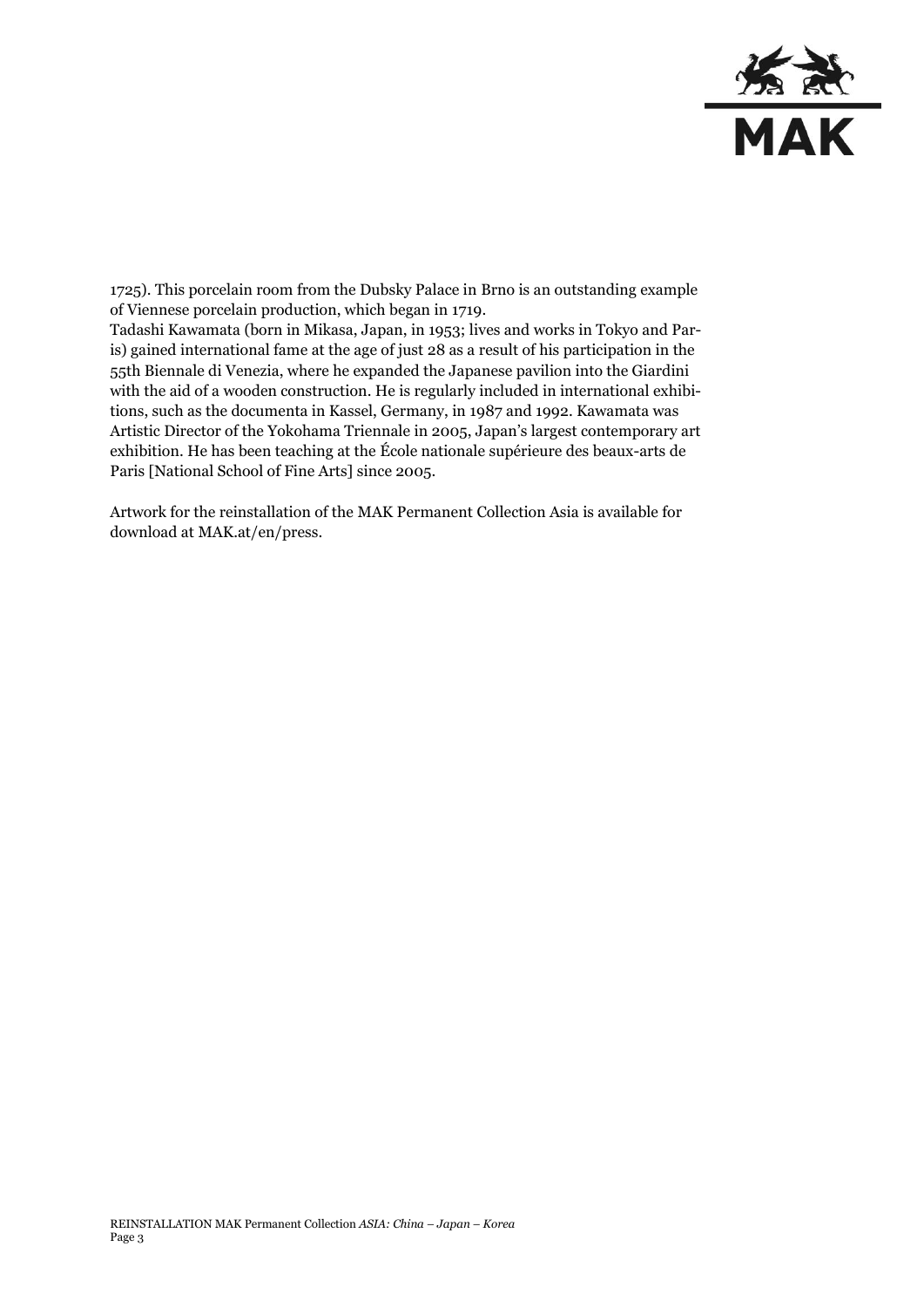1725). This porcelain room from the Dubsky Palace in Brno is an outstanding example of Viennese porcelain production, which began in 1719.
Tadashi Kawamata (born in Mikasa, Japan, in 1953; lives and works in Tokyo and Paris) gained international fame at the age of just 28 as a result of his participation in the 55th Biennale di Venezia, where he expanded the Japanese pavilion into the Giardini with the aid of a wooden construction. He is regularly included in international exhibitions, such as the documenta in Kassel, Germany, in 1987 and 1992. Kawamata was Artistic Director of the Yokohama Triennale in 2005, Japan's largest contemporary art exhibition. He has been teaching at the École nationale supérieure des beaux-arts de Paris [National School of Fine Arts] since 2005.

Artwork for the reinstallation of the MAK Permanent Collection Asia is available for download at MAK.at/en/press.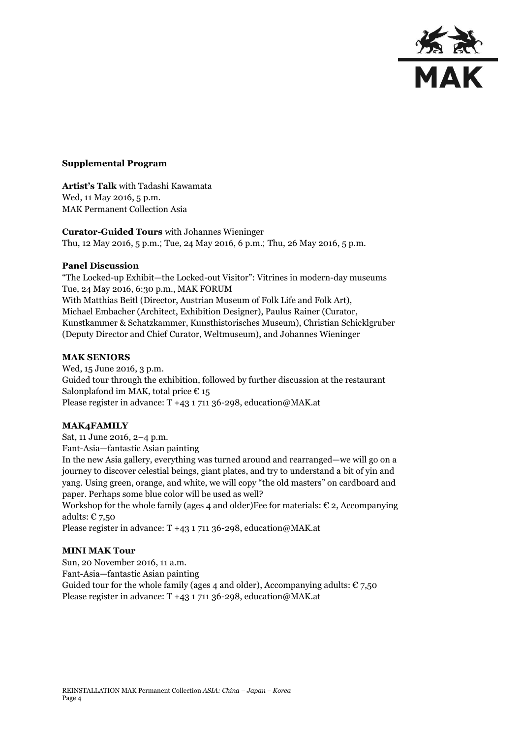**Supplemental Program**

**Artist's Talk** with Tadashi Kawamata
Wed, 11 May 2016, 5 p.m.
MAK Permanent Collection Asia

**Curator-Guided Tours** with Johannes Wieninger
Thu, 12 May 2016, 5 p.m.; Tue, 24 May 2016, 6 p.m.; Thu, 26 May 2016, 5 p.m.

**Panel Discussion**
"The Locked-up Exhibit—the Locked-out Visitor": Vitrines in modern-day museums
Tue, 24 May 2016, 6:30 p.m., MAK FORUM
With Matthias Beitl (Director, Austrian Museum of Folk Life and Folk Art), Michael Embacher (Architect, Exhibition Designer), Paulus Rainer (Curator, Kunstkammer & Schatzkammer, Kunsthistorisches Museum), Christian Schicklgruber (Deputy Director and Chief Curator, Weltmuseum), and Johannes Wieninger

**MAK SENIORS**
Wed, 15 June 2016, 3 p.m.
Guided tour through the exhibition, followed by further discussion at the restaurant Salonplafond im MAK, total price € 15
Please register in advance: T +43 1 711 36-298, education@MAK.at

**MAK4FAMILY**
Sat, 11 June 2016, 2–4 p.m.
Fant-Asia—fantastic Asian painting
In the new Asia gallery, everything was turned around and rearranged—we will go on a journey to discover celestial beings, giant plates, and try to understand a bit of yin and yang. Using green, orange, and white, we will copy "the old masters" on cardboard and paper. Perhaps some blue color will be used as well?
Workshop for the whole family (ages 4 and older)Fee for materials: € 2, Accompanying adults: € 7,50
Please register in advance: T +43 1 711 36-298, education@MAK.at

**MINI MAK Tour**
Sun, 20 November 2016, 11 a.m.
Fant-Asia—fantastic Asian painting
Guided tour for the whole family (ages 4 and older), Accompanying adults: € 7,50
Please register in advance: T +43 1 711 36-298, education@MAK.at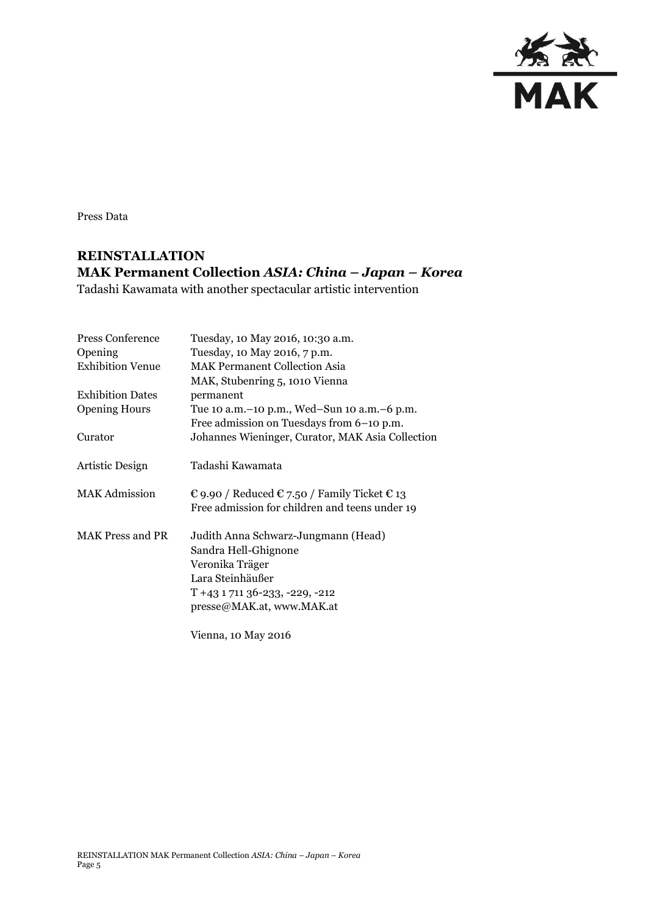Press Data

## REINSTALLATION
## MAK Permanent Collection *ASIA: China – Japan – Korea*

Tadashi Kawamata with another spectacular artistic intervention

| | |
|---|---|
| Press Conference | Tuesday, 10 May 2016, 10:30 a.m. |
| Opening | Tuesday, 10 May 2016, 7 p.m. |
| Exhibition Venue | MAK Permanent Collection Asia<br>MAK, Stubenring 5, 1010 Vienna |
| Exhibition Dates | permanent |
| Opening Hours | Tue 10 a.m.–10 p.m., Wed–Sun 10 a.m.–6 p.m.<br>Free admission on Tuesdays from 6–10 p.m. |
| Curator | Johannes Wieninger, Curator, MAK Asia Collection |
| Artistic Design | Tadashi Kawamata |
| MAK Admission | € 9.90 / Reduced € 7.50 / Family Ticket € 13<br>Free admission for children and teens under 19 |
| MAK Press and PR | Judith Anna Schwarz-Jungmann (Head)<br>Sandra Hell-Ghignone<br>Veronika Träger<br>Lara Steinhäußer<br>T +43 1 711 36-233, -229, -212<br>presse@MAK.at, www.MAK.at |

Vienna, 10 May 2016